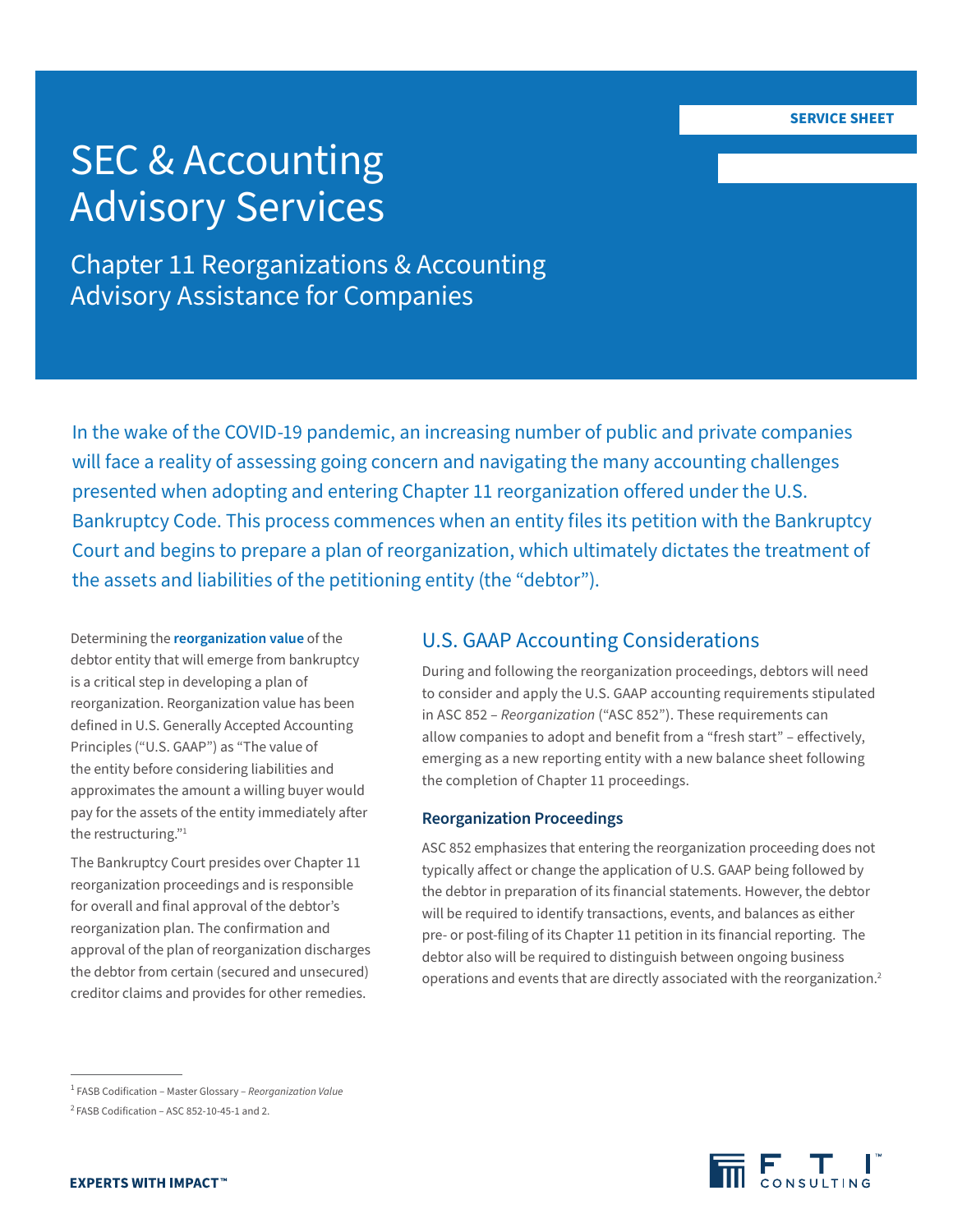SERVICE SHEET

# SEC & Accounting Advisory Services

## Chapter 11 Reorganizations & Accounting Advisory Assistance for Companies

In the wake of the COVID-19 pandemic, an increasing number of public and private companies will face a reality of assessing going concern and navigating the many accounting challenges presented when adopting and entering Chapter 11 reorganization offered under the U.S. Bankruptcy Code. This process commences when an entity files its petition with the Bankruptcy Court and begins to prepare a plan of reorganization, which ultimately dictates the treatment of the assets and liabilities of the petitioning entity (the "debtor").

Determining the **reorganization value** of the debtor entity that will emerge from bankruptcy is a critical step in developing a plan of reorganization. Reorganization value has been defined in U.S. Generally Accepted Accounting Principles ("U.S. GAAP") as "The value of the entity before considering liabilities and approximates the amount a willing buyer would pay for the assets of the entity immediately after the restructuring."[1]

The Bankruptcy Court presides over Chapter 11 reorganization proceedings and is responsible for overall and final approval of the debtor's reorganization plan. The confirmation and approval of the plan of reorganization discharges the debtor from certain (secured and unsecured) creditor claims and provides for other remedies.

## U.S. GAAP Accounting Considerations

During and following the reorganization proceedings, debtors will need to consider and apply the U.S. GAAP accounting requirements stipulated in ASC 852 – *Reorganization* ("ASC 852"). These requirements can allow companies to adopt and benefit from a "fresh start" – effectively, emerging as a new reporting entity with a new balance sheet following the completion of Chapter 11 proceedings.

### Reorganization Proceedings

ASC 852 emphasizes that entering the reorganization proceeding does not typically affect or change the application of U.S. GAAP being followed by the debtor in preparation of its financial statements. However, the debtor will be required to identify transactions, events, and balances as either pre- or post-filing of its Chapter 11 petition in its financial reporting. The debtor also will be required to distinguish between ongoing business operations and events that are directly associated with the reorganization.[2]

---

[1] FASB Codification – Master Glossary – *Reorganization Value*

[2] FASB Codification – ASC 852-10-45-1 and 2.

EXPERTS WITH IMPACT™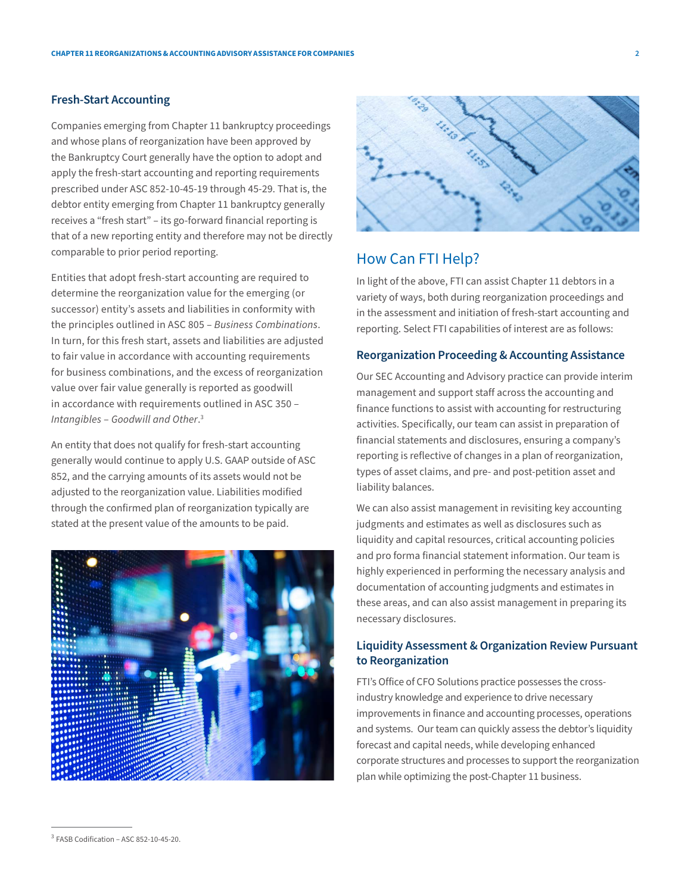## Fresh-Start Accounting

Companies emerging from Chapter 11 bankruptcy proceedings and whose plans of reorganization have been approved by the Bankruptcy Court generally have the option to adopt and apply the fresh-start accounting and reporting requirements prescribed under ASC 852-10-45-19 through 45-29. That is, the debtor entity emerging from Chapter 11 bankruptcy generally receives a "fresh start" – its go-forward financial reporting is that of a new reporting entity and therefore may not be directly comparable to prior period reporting.

Entities that adopt fresh-start accounting are required to determine the reorganization value for the emerging (or successor) entity's assets and liabilities in conformity with the principles outlined in ASC 805 – *Business Combinations*. In turn, for this fresh start, assets and liabilities are adjusted to fair value in accordance with accounting requirements for business combinations, and the excess of reorganization value over fair value generally is reported as goodwill in accordance with requirements outlined in ASC 350 – *Intangibles – Goodwill and Other*.[3]

An entity that does not qualify for fresh-start accounting generally would continue to apply U.S. GAAP outside of ASC 852, and the carrying amounts of its assets would not be adjusted to the reorganization value. Liabilities modified through the confirmed plan of reorganization typically are stated at the present value of the amounts to be paid.

## How Can FTI Help?

In light of the above, FTI can assist Chapter 11 debtors in a variety of ways, both during reorganization proceedings and in the assessment and initiation of fresh-start accounting and reporting. Select FTI capabilities of interest are as follows:

### Reorganization Proceeding & Accounting Assistance

Our SEC Accounting and Advisory practice can provide interim management and support staff across the accounting and finance functions to assist with accounting for restructuring activities. Specifically, our team can assist in preparation of financial statements and disclosures, ensuring a company's reporting is reflective of changes in a plan of reorganization, types of asset claims, and pre- and post-petition asset and liability balances.

We can also assist management in revisiting key accounting judgments and estimates as well as disclosures such as liquidity and capital resources, critical accounting policies and pro forma financial statement information. Our team is highly experienced in performing the necessary analysis and documentation of accounting judgments and estimates in these areas, and can also assist management in preparing its necessary disclosures.

### Liquidity Assessment & Organization Review Pursuant to Reorganization

FTI's Office of CFO Solutions practice possesses the cross-industry knowledge and experience to drive necessary improvements in finance and accounting processes, operations and systems. Our team can quickly assess the debtor's liquidity forecast and capital needs, while developing enhanced corporate structures and processes to support the reorganization plan while optimizing the post-Chapter 11 business.

---

[3] FASB Codification – ASC 852-10-45-20.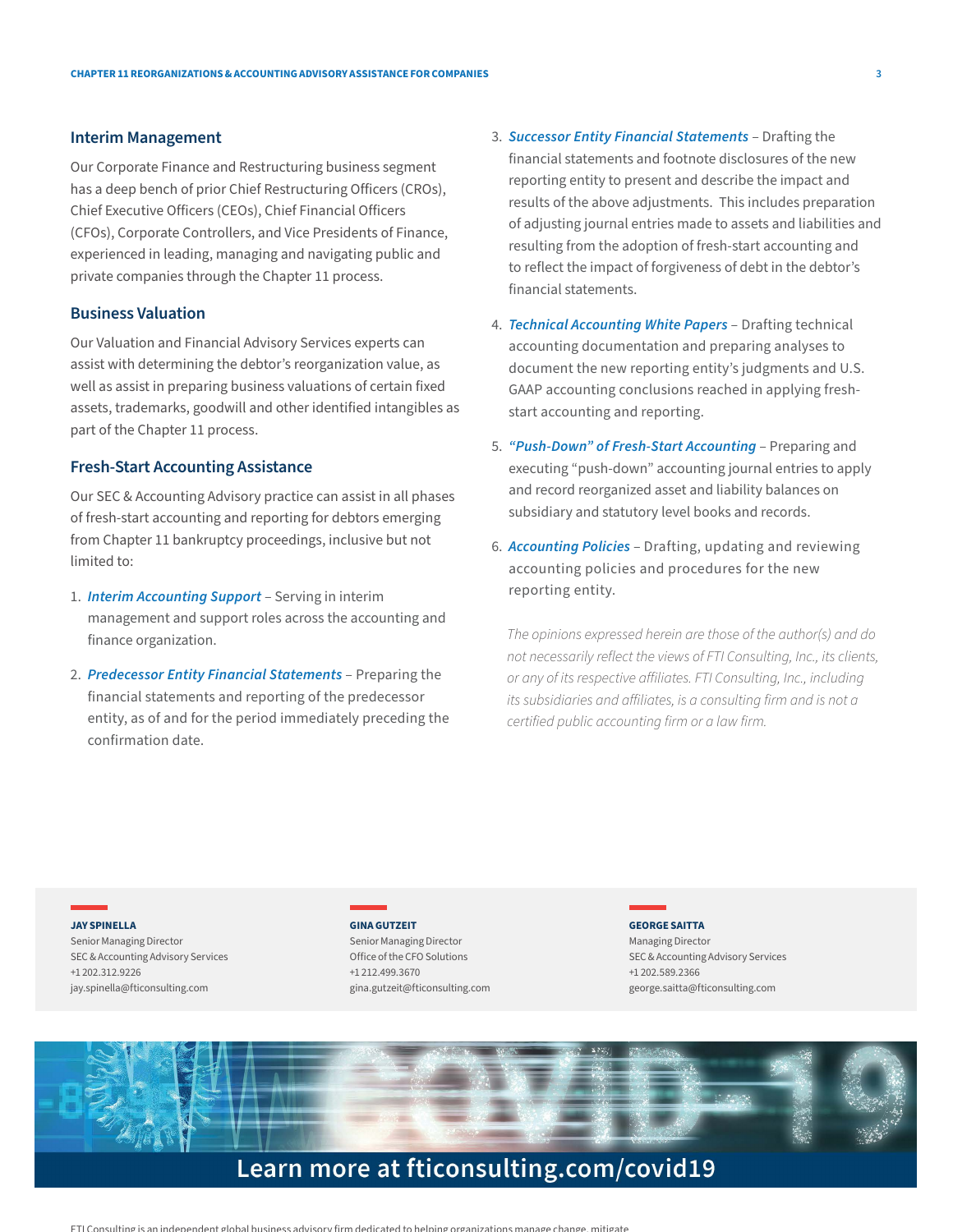## Interim Management

Our Corporate Finance and Restructuring business segment has a deep bench of prior Chief Restructuring Officers (CROs), Chief Executive Officers (CEOs), Chief Financial Officers (CFOs), Corporate Controllers, and Vice Presidents of Finance, experienced in leading, managing and navigating public and private companies through the Chapter 11 process.

## Business Valuation

Our Valuation and Financial Advisory Services experts can assist with determining the debtor's reorganization value, as well as assist in preparing business valuations of certain fixed assets, trademarks, goodwill and other identified intangibles as part of the Chapter 11 process.

## Fresh-Start Accounting Assistance

Our SEC & Accounting Advisory practice can assist in all phases of fresh-start accounting and reporting for debtors emerging from Chapter 11 bankruptcy proceedings, inclusive but not limited to:

1. ***Interim Accounting Support*** – Serving in interim management and support roles across the accounting and finance organization.
2. ***Predecessor Entity Financial Statements*** – Preparing the financial statements and reporting of the predecessor entity, as of and for the period immediately preceding the confirmation date.
3. ***Successor Entity Financial Statements*** – Drafting the financial statements and footnote disclosures of the new reporting entity to present and describe the impact and results of the above adjustments. This includes preparation of adjusting journal entries made to assets and liabilities and resulting from the adoption of fresh-start accounting and to reflect the impact of forgiveness of debt in the debtor's financial statements.
4. ***Technical Accounting White Papers*** – Drafting technical accounting documentation and preparing analyses to document the new reporting entity's judgments and U.S. GAAP accounting conclusions reached in applying fresh-start accounting and reporting.
5. ***"Push-Down" of Fresh-Start Accounting*** – Preparing and executing "push-down" accounting journal entries to apply and record reorganized asset and liability balances on subsidiary and statutory level books and records.
6. ***Accounting Policies*** – Drafting, updating and reviewing accounting policies and procedures for the new reporting entity.

*The opinions expressed herein are those of the author(s) and do not necessarily reflect the views of FTI Consulting, Inc., its clients, or any of its respective affiliates. FTI Consulting, Inc., including its subsidiaries and affiliates, is a consulting firm and is not a certified public accounting firm or a law firm.*

**JAY SPINELLA**
Senior Managing Director
SEC & Accounting Advisory Services
+1 202.312.9226
jay.spinella@fticonsulting.com

**GINA GUTZEIT**
Senior Managing Director
Office of the CFO Solutions
+1 212.499.3670
gina.gutzeit@fticonsulting.com

**GEORGE SAITTA**
Managing Director
SEC & Accounting Advisory Services
+1 202.589.2366
george.saitta@fticonsulting.com

Learn more at fticonsulting.com/covid19